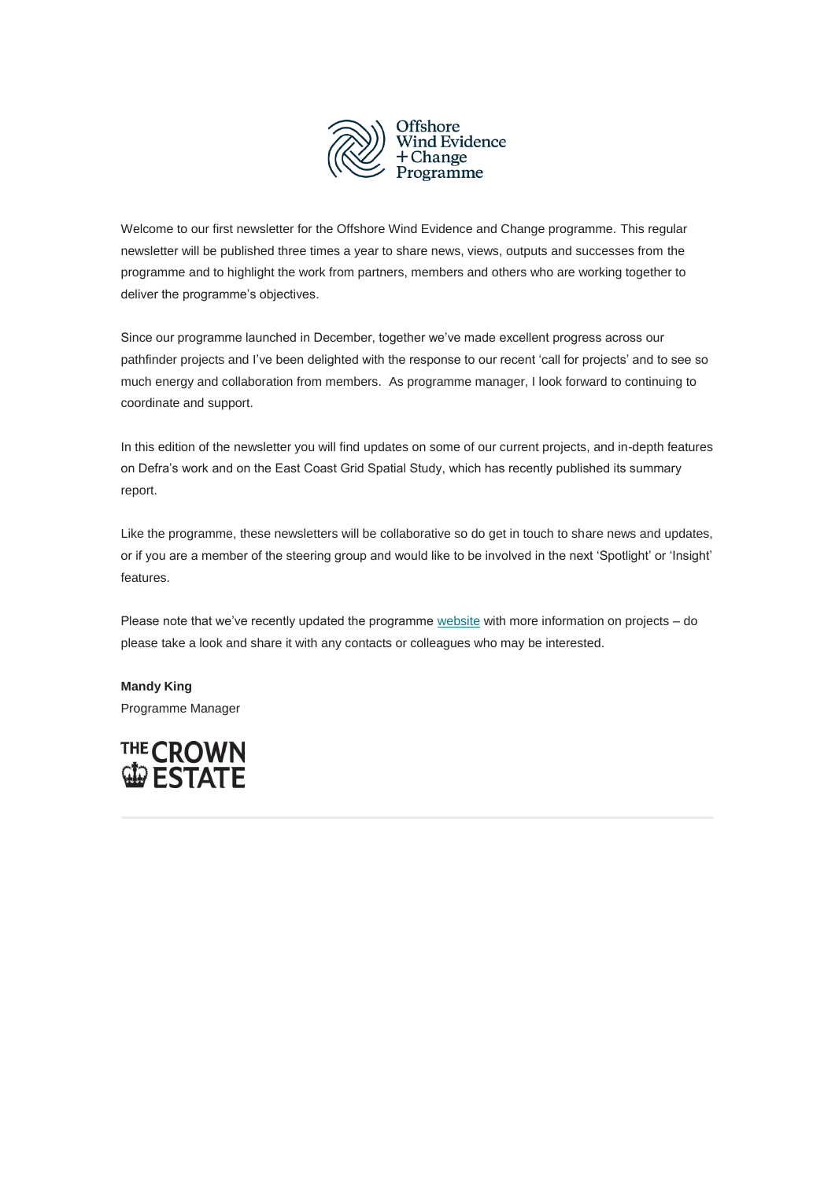Welcome to our first newsletter for the Offshore Wind Evidence and Change programme. This regular newsletter will be published three times a year to share news, views, outputs and successes from the programme and to highlight the work from partners, members and others who are working together to deliver the programme's objectives.

Since our programme launched in December, together we've made excellent progress across our pathfinder projects and I've been delighted with the response to our recent 'call for projects' and to see so much energy and collaboration from members. As programme manager, I look forward to continuing to coordinate and support.

In this edition of the newsletter you will find updates on some of our current projects, and in-depth features on Defra's work and on the East Coast Grid Spatial Study, which has recently published its summary report.

Like the programme, these newsletters will be collaborative so do get in touch to share news and updates, or if you are a member of the steering group and would like to be involved in the next 'Spotlight' or 'Insight' features.

Please note that we've recently updated the programme website with more information on projects – do please take a look and share it with any contacts or colleagues who may be interested.

**Mandy King**
Programme Manager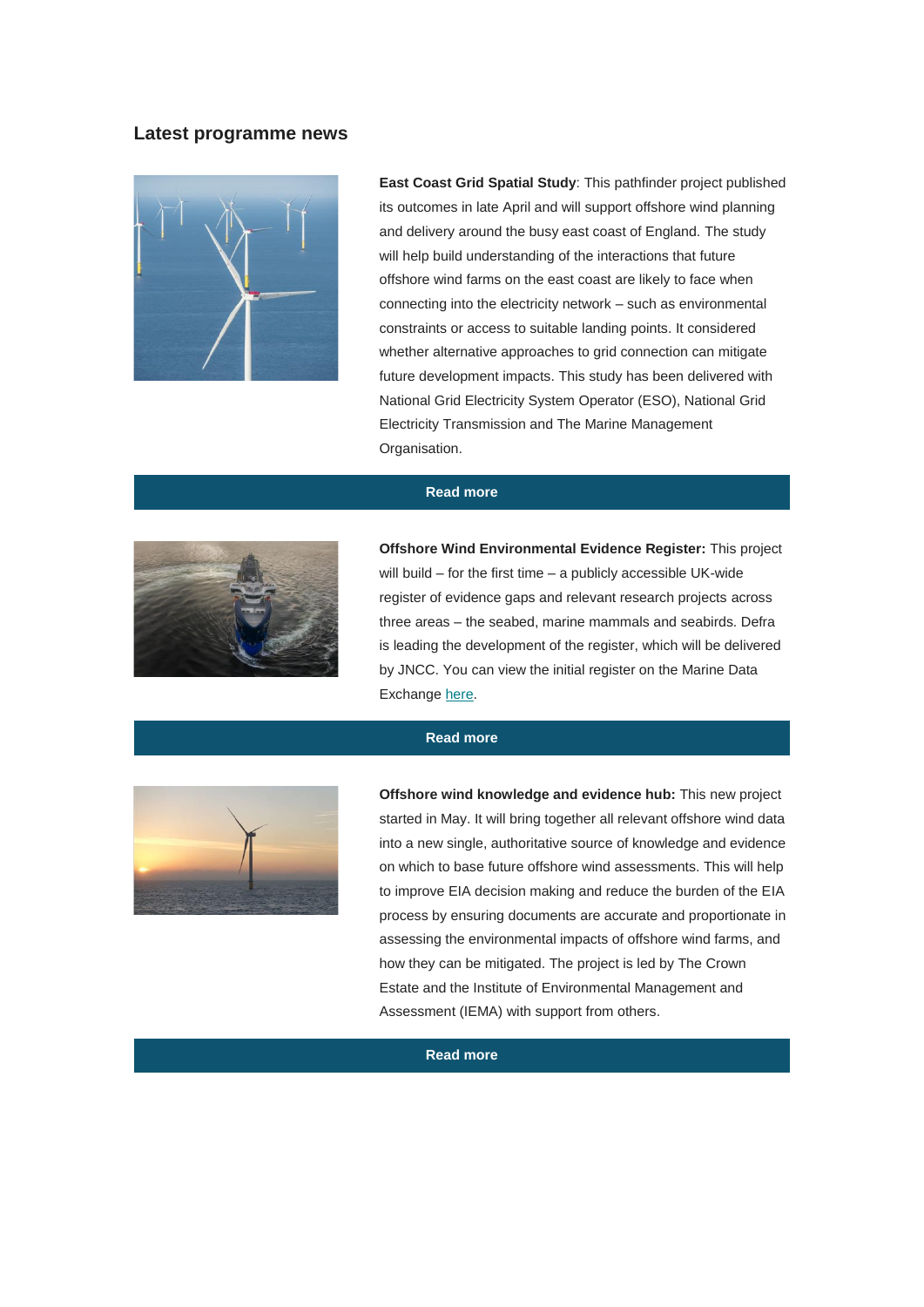## Latest programme news

**East Coast Grid Spatial Study**: This pathfinder project published its outcomes in late April and will support offshore wind planning and delivery around the busy east coast of England. The study will help build understanding of the interactions that future offshore wind farms on the east coast are likely to face when connecting into the electricity network – such as environmental constraints or access to suitable landing points. It considered whether alternative approaches to grid connection can mitigate future development impacts. This study has been delivered with National Grid Electricity System Operator (ESO), National Grid Electricity Transmission and The Marine Management Organisation.

**Read more**

**Offshore Wind Environmental Evidence Register:** This project will build – for the first time – a publicly accessible UK-wide register of evidence gaps and relevant research projects across three areas – the seabed, marine mammals and seabirds. Defra is leading the development of the register, which will be delivered by JNCC. You can view the initial register on the Marine Data Exchange here.

**Read more**

**Offshore wind knowledge and evidence hub:** This new project started in May. It will bring together all relevant offshore wind data into a new single, authoritative source of knowledge and evidence on which to base future offshore wind assessments. This will help to improve EIA decision making and reduce the burden of the EIA process by ensuring documents are accurate and proportionate in assessing the environmental impacts of offshore wind farms, and how they can be mitigated. The project is led by The Crown Estate and the Institute of Environmental Management and Assessment (IEMA) with support from others.

**Read more**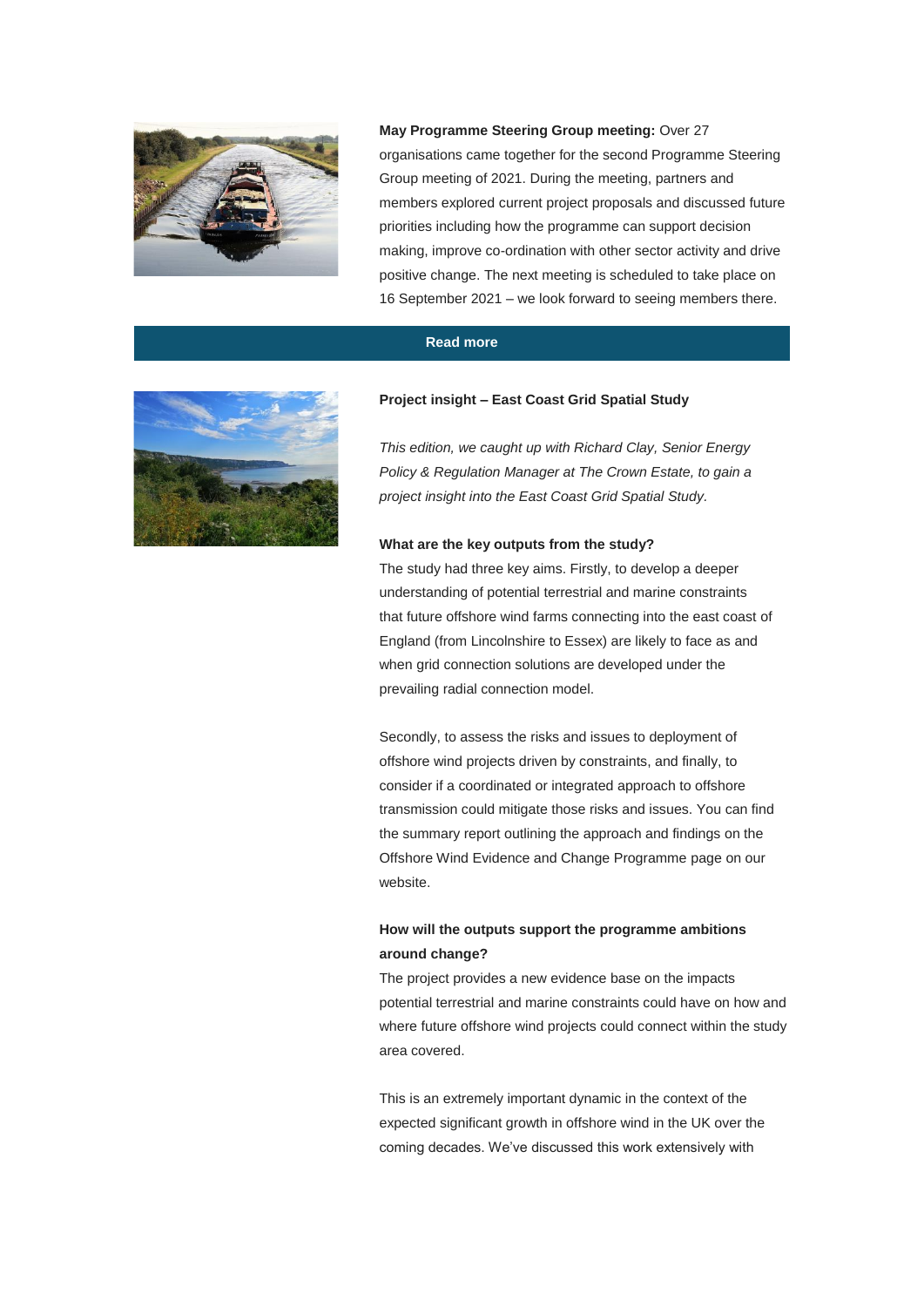**May Programme Steering Group meeting:** Over 27 organisations came together for the second Programme Steering Group meeting of 2021. During the meeting, partners and members explored current project proposals and discussed future priorities including how the programme can support decision making, improve co-ordination with other sector activity and drive positive change. The next meeting is scheduled to take place on 16 September 2021 – we look forward to seeing members there.

**Read more**

**Project insight – East Coast Grid Spatial Study**

*This edition, we caught up with Richard Clay, Senior Energy Policy & Regulation Manager at The Crown Estate, to gain a project insight into the East Coast Grid Spatial Study.*

**What are the key outputs from the study?**

The study had three key aims. Firstly, to develop a deeper understanding of potential terrestrial and marine constraints that future offshore wind farms connecting into the east coast of England (from Lincolnshire to Essex) are likely to face as and when grid connection solutions are developed under the prevailing radial connection model.

Secondly, to assess the risks and issues to deployment of offshore wind projects driven by constraints, and finally, to consider if a coordinated or integrated approach to offshore transmission could mitigate those risks and issues. You can find the summary report outlining the approach and findings on the Offshore Wind Evidence and Change Programme page on our website.

**How will the outputs support the programme ambitions around change?**

The project provides a new evidence base on the impacts potential terrestrial and marine constraints could have on how and where future offshore wind projects could connect within the study area covered.

This is an extremely important dynamic in the context of the expected significant growth in offshore wind in the UK over the coming decades. We've discussed this work extensively with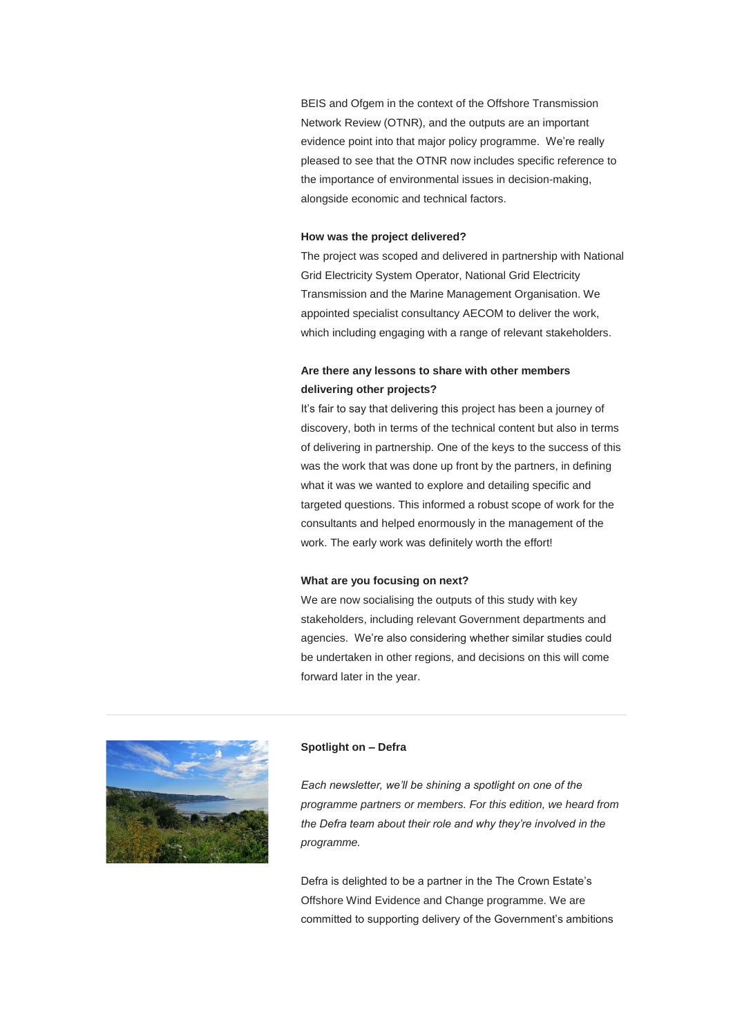BEIS and Ofgem in the context of the Offshore Transmission Network Review (OTNR), and the outputs are an important evidence point into that major policy programme. We're really pleased to see that the OTNR now includes specific reference to the importance of environmental issues in decision-making, alongside economic and technical factors.

**How was the project delivered?**

The project was scoped and delivered in partnership with National Grid Electricity System Operator, National Grid Electricity Transmission and the Marine Management Organisation. We appointed specialist consultancy AECOM to deliver the work, which including engaging with a range of relevant stakeholders.

**Are there any lessons to share with other members delivering other projects?**

It's fair to say that delivering this project has been a journey of discovery, both in terms of the technical content but also in terms of delivering in partnership. One of the keys to the success of this was the work that was done up front by the partners, in defining what it was we wanted to explore and detailing specific and targeted questions. This informed a robust scope of work for the consultants and helped enormously in the management of the work. The early work was definitely worth the effort!

**What are you focusing on next?**

We are now socialising the outputs of this study with key stakeholders, including relevant Government departments and agencies. We're also considering whether similar studies could be undertaken in other regions, and decisions on this will come forward later in the year.

---

**Spotlight on – Defra**

*Each newsletter, we'll be shining a spotlight on one of the programme partners or members. For this edition, we heard from the Defra team about their role and why they're involved in the programme.*

Defra is delighted to be a partner in the The Crown Estate's Offshore Wind Evidence and Change programme. We are committed to supporting delivery of the Government's ambitions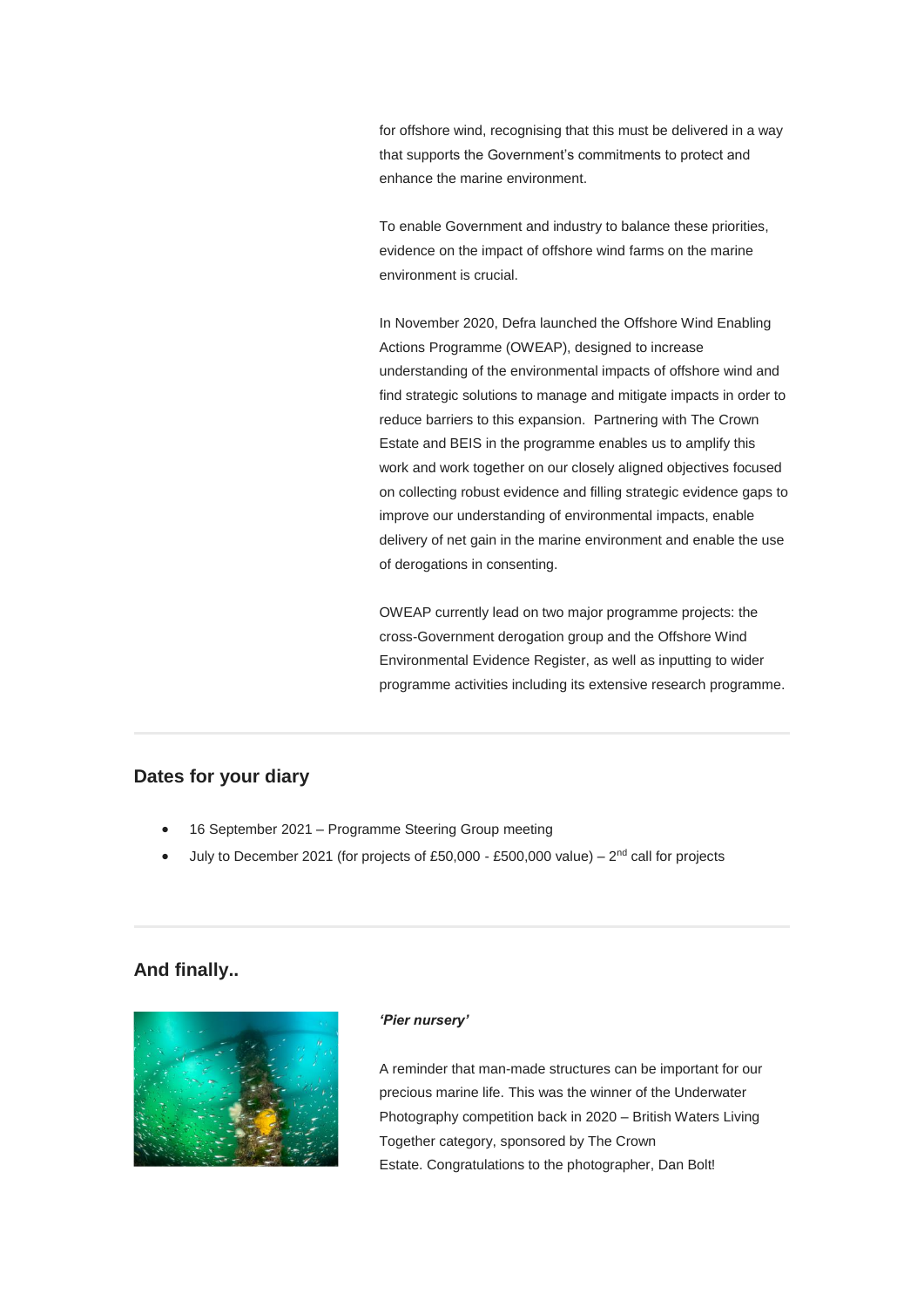for offshore wind, recognising that this must be delivered in a way that supports the Government's commitments to protect and enhance the marine environment.

To enable Government and industry to balance these priorities, evidence on the impact of offshore wind farms on the marine environment is crucial.

In November 2020, Defra launched the Offshore Wind Enabling Actions Programme (OWEAP), designed to increase understanding of the environmental impacts of offshore wind and find strategic solutions to manage and mitigate impacts in order to reduce barriers to this expansion. Partnering with The Crown Estate and BEIS in the programme enables us to amplify this work and work together on our closely aligned objectives focused on collecting robust evidence and filling strategic evidence gaps to improve our understanding of environmental impacts, enable delivery of net gain in the marine environment and enable the use of derogations in consenting.

OWEAP currently lead on two major programme projects: the cross-Government derogation group and the Offshore Wind Environmental Evidence Register, as well as inputting to wider programme activities including its extensive research programme.

## Dates for your diary

- 16 September 2021 – Programme Steering Group meeting
- July to December 2021 (for projects of £50,000 - £500,000 value) – 2nd call for projects

## And finally..

***'Pier nursery'***

A reminder that man-made structures can be important for our precious marine life. This was the winner of the Underwater Photography competition back in 2020 – British Waters Living Together category, sponsored by The Crown Estate. Congratulations to the photographer, Dan Bolt!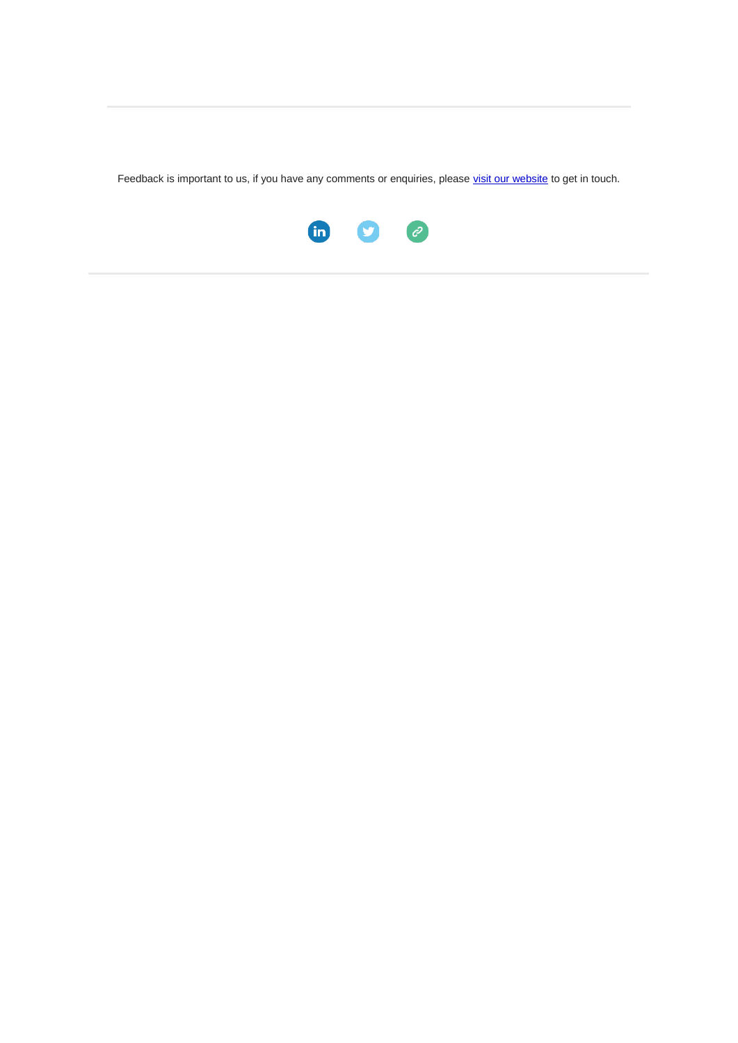---

Feedback is important to us, if you have any comments or enquiries, please visit our website to get in touch.

---